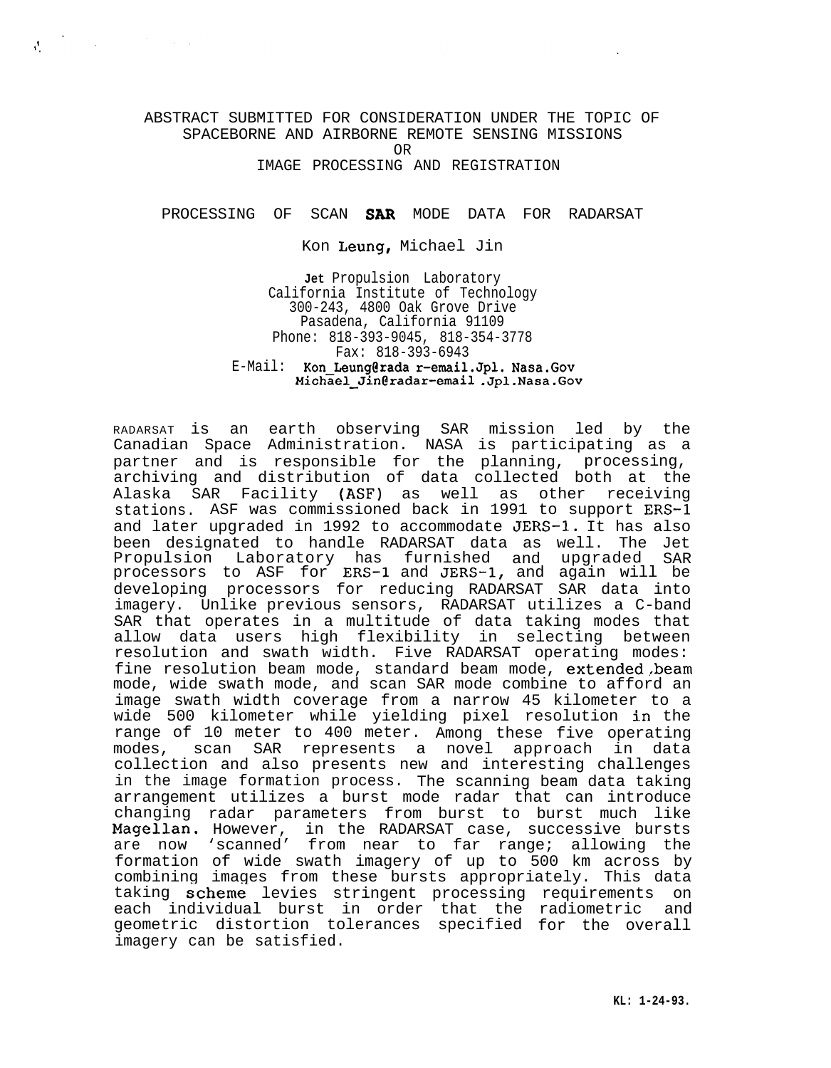ABSTRACT SUBMITTED FOR CONSIDERATION UNDER THE TOPIC OF SPACEBORNE AND AIRBORNE REMOTE SENSING MISSIONS OR IMAGE PROCESSING AND REGISTRATION

# PROCESSING OF SCAN SAR MODE DATA FOR RADARSAT

Kon Leung, Michael Jin

Jet Propulsion Laboratory
California Institute of Technology
300-243, 4800 Oak Grove Drive
Pasadena, California 91109
Phone: 818-393-9045, 818-354-3778
Fax: 818-393-6943
E-Mail: Kon_Leung@radar-email.Jpl.Nasa.Gov
Michael_Jin@radar-email.Jpl.Nasa.Gov

RADARSAT is an earth observing SAR mission led by the Canadian Space Administration. NASA is participating as a partner and is responsible for the planning, processing, archiving and distribution of data collected both at the Alaska SAR Facility (ASF) as well as other receiving stations. ASF was commissioned back in 1991 to support ERS-1 and later upgraded in 1992 to accommodate JERS-1. It has also been designated to handle RADARSAT data as well. The Jet Propulsion Laboratory has furnished and upgraded SAR processors to ASF for ERS-1 and JERS-1, and again will be developing processors for reducing RADARSAT SAR data into imagery. Unlike previous sensors, RADARSAT utilizes a C-band SAR that operates in a multitude of data taking modes that allow data users high flexibility in selecting between resolution and swath width. Five RADARSAT operating modes: fine resolution beam mode, standard beam mode, extended beam mode, wide swath mode, and scan SAR mode combine to afford an image swath width coverage from a narrow 45 kilometer to a wide 500 kilometer while yielding pixel resolution in the range of 10 meter to 400 meter. Among these five operating modes, scan SAR represents a novel approach in data collection and also presents new and interesting challenges in the image formation process. The scanning beam data taking arrangement utilizes a burst mode radar that can introduce changing radar parameters from burst to burst much like Magellan. However, in the RADARSAT case, successive bursts are now 'scanned' from near to far range; allowing the formation of wide swath imagery of up to 500 km across by combining images from these bursts appropriately. This data taking scheme levies stringent processing requirements on each individual burst in order that the radiometric and geometric distortion tolerances specified for the overall imagery can be satisfied.

KL: 1-24-93.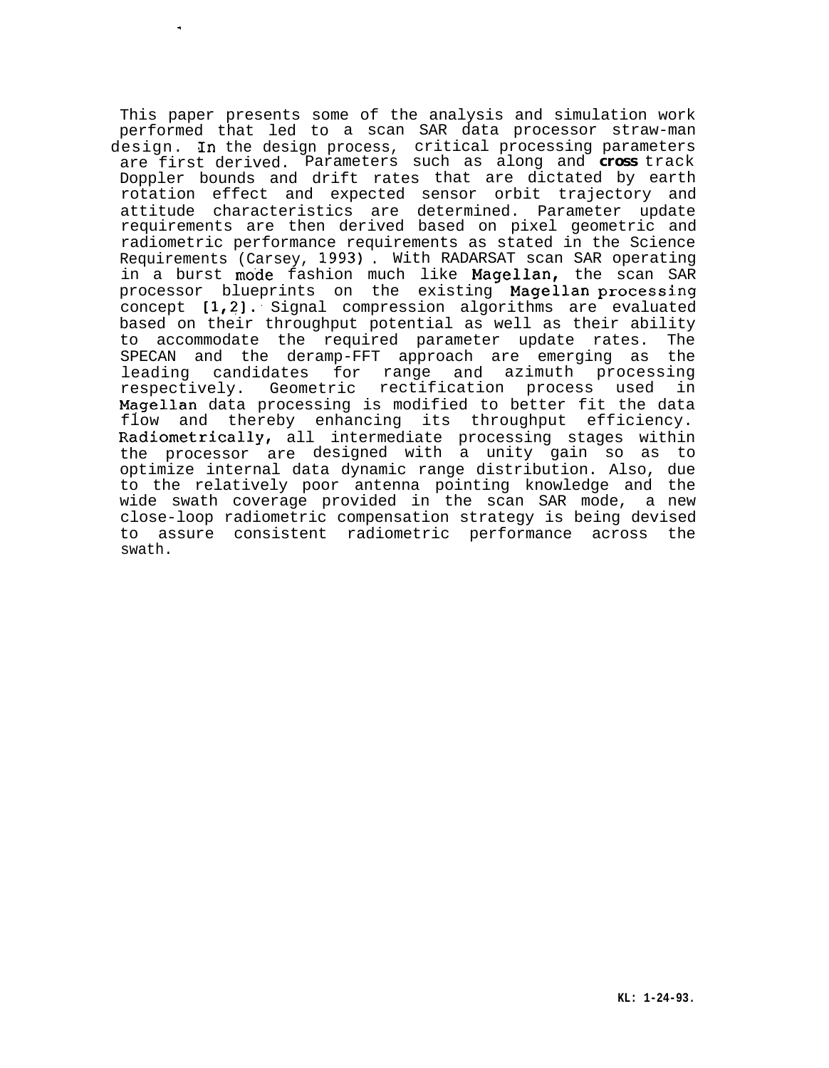This paper presents some of the analysis and simulation work performed that led to a scan SAR data processor straw-man design. In the design process, critical processing parameters are first derived. Parameters such as along and cross track Doppler bounds and drift rates that are dictated by earth rotation effect and expected sensor orbit trajectory and attitude characteristics are determined. Parameter update requirements are then derived based on pixel geometric and radiometric performance requirements as stated in the Science Requirements (Carsey, 1993). With RADARSAT scan SAR operating in a burst mode fashion much like Magellan, the scan SAR processor blueprints on the existing Magellan processing concept [1,2]. Signal compression algorithms are evaluated based on their throughput potential as well as their ability to accommodate the required parameter update rates. The SPECAN and the deramp-FFT approach are emerging as the leading candidates for range and azimuth processing respectively. Geometric rectification process used in Magellan data processing is modified to better fit the data flow and thereby enhancing its throughput efficiency. Radiometrically, all intermediate processing stages within the processor are designed with a unity gain so as to optimize internal data dynamic range distribution. Also, due to the relatively poor antenna pointing knowledge and the wide swath coverage provided in the scan SAR mode, a new close-loop radiometric compensation strategy is being devised to assure consistent radiometric performance across the swath.

KL: 1-24-93.